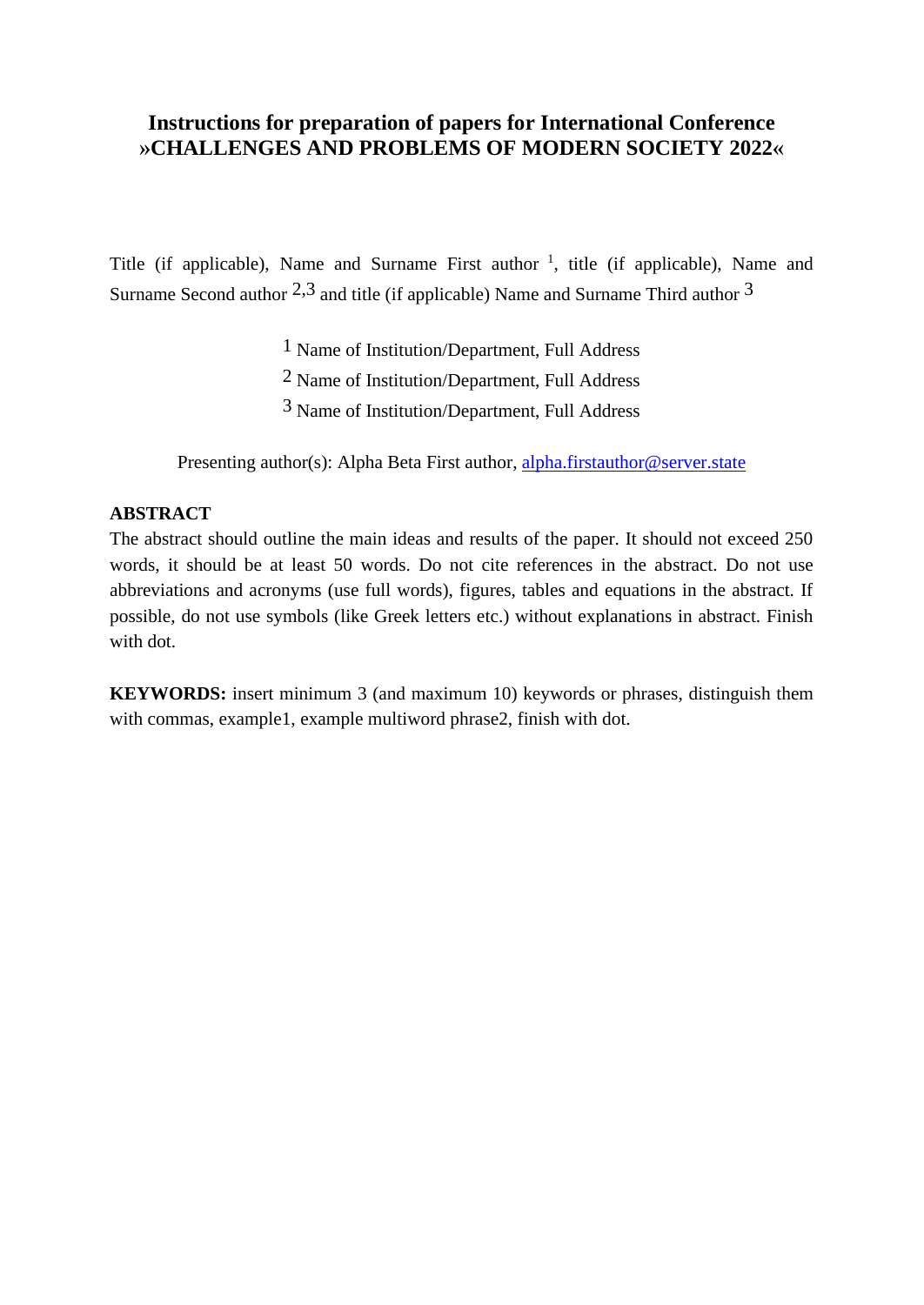# Instructions for preparation of papers for International Conference »CHALLENGES AND PROBLEMS OF MODERN SOCIETY 2022«

Title (if applicable), Name and Surname First author [1], title (if applicable), Name and Surname Second author [2,3] and title (if applicable) Name and Surname Third author [3]

[1] Name of Institution/Department, Full Address
[2] Name of Institution/Department, Full Address
[3] Name of Institution/Department, Full Address

Presenting author(s): Alpha Beta First author, alpha.firstauthor@server.state

**ABSTRACT**

The abstract should outline the main ideas and results of the paper. It should not exceed 250 words, it should be at least 50 words. Do not cite references in the abstract. Do not use abbreviations and acronyms (use full words), figures, tables and equations in the abstract. If possible, do not use symbols (like Greek letters etc.) without explanations in abstract. Finish with dot.

**KEYWORDS:** insert minimum 3 (and maximum 10) keywords or phrases, distinguish them with commas, example1, example multiword phrase2, finish with dot.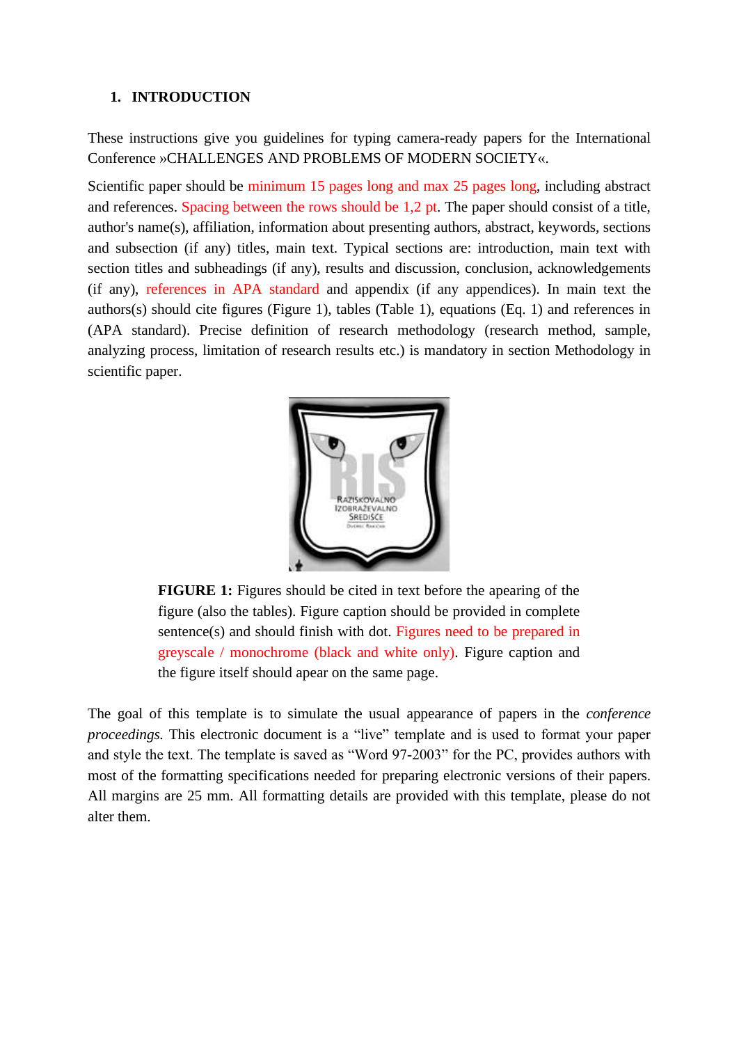# 1. INTRODUCTION

These instructions give you guidelines for typing camera-ready papers for the International Conference »CHALLENGES AND PROBLEMS OF MODERN SOCIETY«.

Scientific paper should be minimum 15 pages long and max 25 pages long, including abstract and references. Spacing between the rows should be 1,2 pt. The paper should consist of a title, author's name(s), affiliation, information about presenting authors, abstract, keywords, sections and subsection (if any) titles, main text. Typical sections are: introduction, main text with section titles and subheadings (if any), results and discussion, conclusion, acknowledgements (if any), references in APA standard and appendix (if any appendices). In main text the authors(s) should cite figures (Figure 1), tables (Table 1), equations (Eq. 1) and references in (APA standard). Precise definition of research methodology (research method, sample, analyzing process, limitation of research results etc.) is mandatory in section Methodology in scientific paper.

**FIGURE 1:** Figures should be cited in text before the apearing of the figure (also the tables). Figure caption should be provided in complete sentence(s) and should finish with dot. Figures need to be prepared in greyscale / monochrome (black and white only). Figure caption and the figure itself should apear on the same page.

The goal of this template is to simulate the usual appearance of papers in the *conference proceedings.* This electronic document is a "live" template and is used to format your paper and style the text. The template is saved as "Word 97-2003" for the PC, provides authors with most of the formatting specifications needed for preparing electronic versions of their papers. All margins are 25 mm. All formatting details are provided with this template, please do not alter them.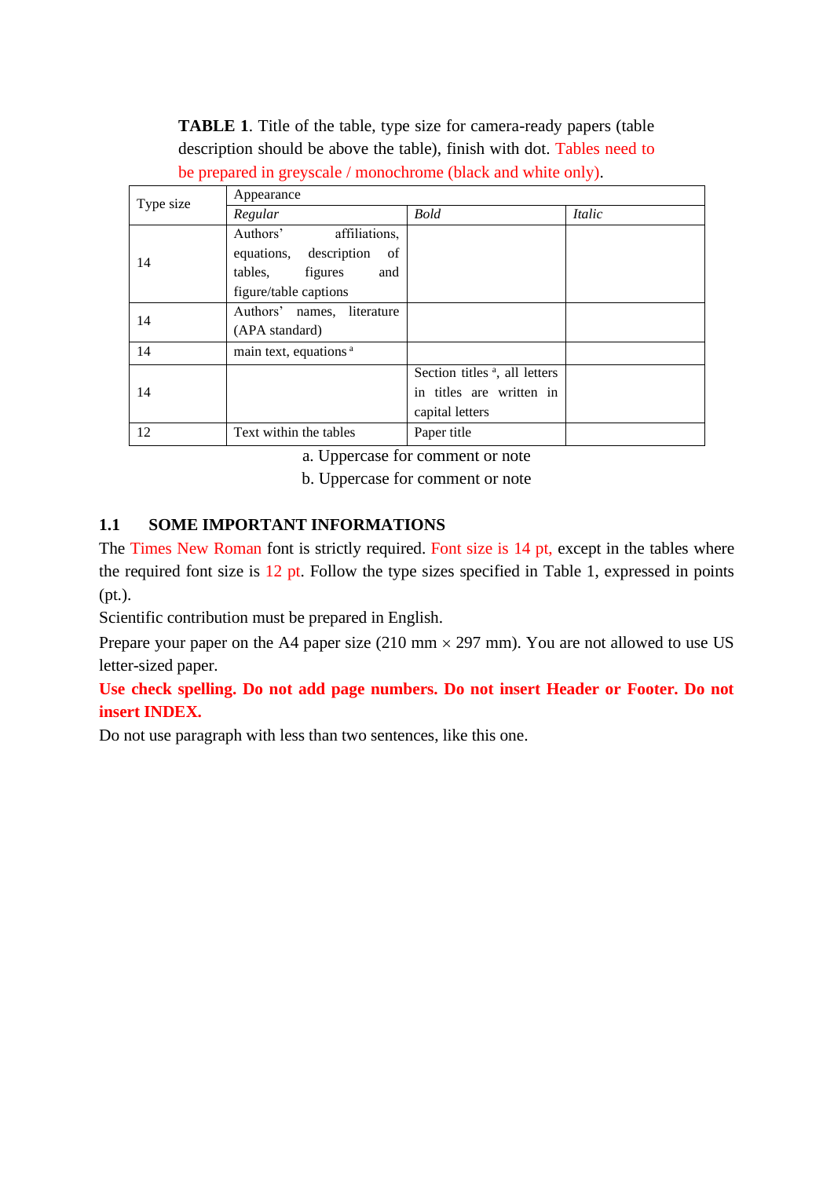**TABLE 1**. Title of the table, type size for camera-ready papers (table description should be above the table), finish with dot. Tables need to be prepared in greyscale / monochrome (black and white only).

| Type size | Appearance | | |
|---|---|---|---|
| | *Regular* | *Bold* | *Italic* |
| 14 | Authors' affiliations, equations, description of tables, figures and figure/table captions | | |
| 14 | Authors' names, literature (APA standard) | | |
| 14 | main text, equations [a] | | |
| 14 | | Section titles [a], all letters in titles are written in capital letters | |
| 12 | Text within the tables | Paper title | |

a. Uppercase for comment or note

b. Uppercase for comment or note

## 1.1 SOME IMPORTANT INFORMATIONS

The Times New Roman font is strictly required. Font size is 14 pt, except in the tables where the required font size is 12 pt. Follow the type sizes specified in Table 1, expressed in points (pt.).

Scientific contribution must be prepared in English.

Prepare your paper on the A4 paper size (210 mm × 297 mm). You are not allowed to use US letter-sized paper.

**Use check spelling. Do not add page numbers. Do not insert Header or Footer. Do not insert INDEX.**

Do not use paragraph with less than two sentences, like this one.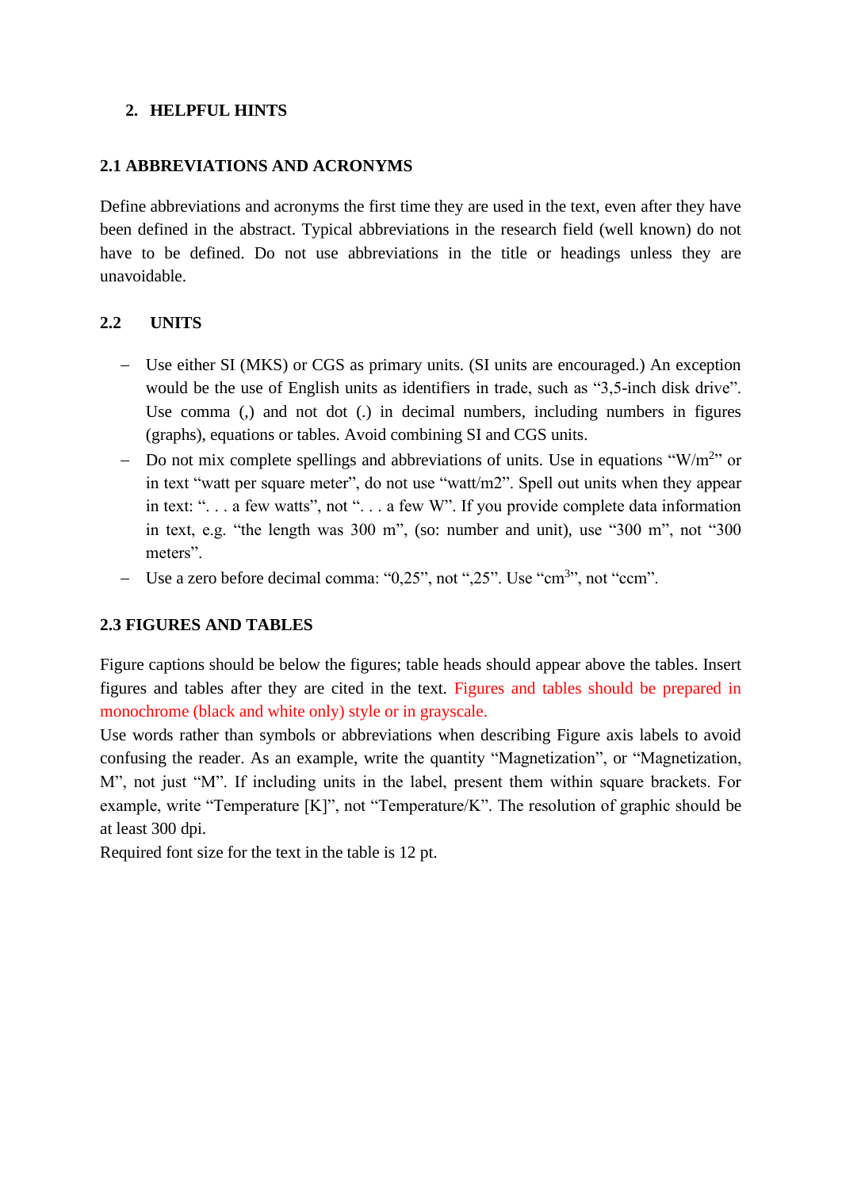## 2. HELPFUL HINTS

### 2.1 ABBREVIATIONS AND ACRONYMS

Define abbreviations and acronyms the first time they are used in the text, even after they have been defined in the abstract. Typical abbreviations in the research field (well known) do not have to be defined. Do not use abbreviations in the title or headings unless they are unavoidable.

### 2.2 UNITS

- Use either SI (MKS) or CGS as primary units. (SI units are encouraged.) An exception would be the use of English units as identifiers in trade, such as "3,5-inch disk drive". Use comma (,) and not dot (.) in decimal numbers, including numbers in figures (graphs), equations or tables. Avoid combining SI and CGS units.
- Do not mix complete spellings and abbreviations of units. Use in equations "$W/m^2$" or in text "watt per square meter", do not use "watt/m2". Spell out units when they appear in text: ". . . a few watts", not ". . . a few W". If you provide complete data information in text, e.g. "the length was 300 m", (so: number and unit), use "300 m", not "300 meters".
- Use a zero before decimal comma: "0,25", not ",25". Use "$cm^3$", not "ccm".

### 2.3 FIGURES AND TABLES

Figure captions should be below the figures; table heads should appear above the tables. Insert figures and tables after they are cited in the text. Figures and tables should be prepared in monochrome (black and white only) style or in grayscale.

Use words rather than symbols or abbreviations when describing Figure axis labels to avoid confusing the reader. As an example, write the quantity "Magnetization", or "Magnetization, M", not just "M". If including units in the label, present them within square brackets. For example, write "Temperature [K]", not "Temperature/K". The resolution of graphic should be at least 300 dpi.

Required font size for the text in the table is 12 pt.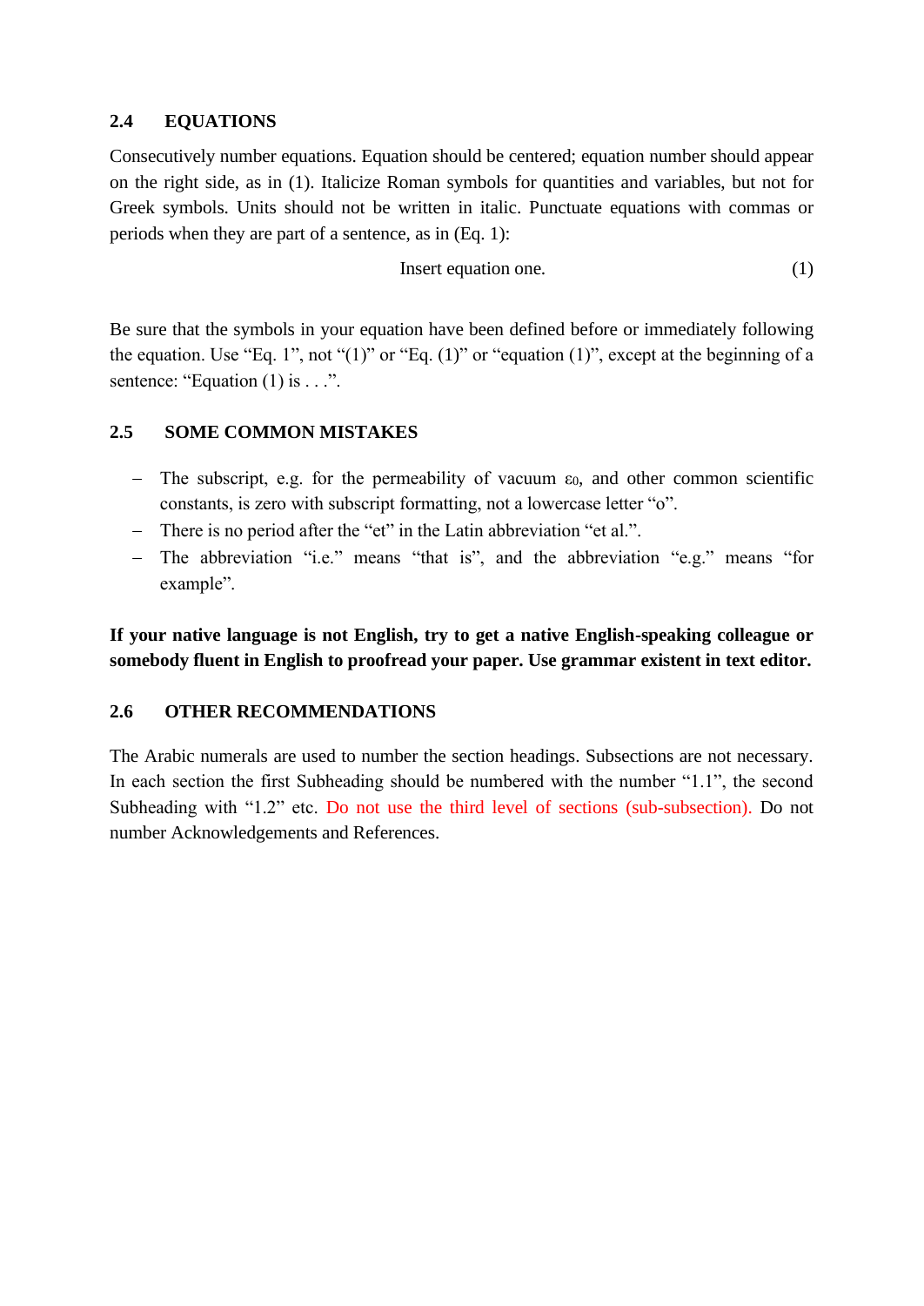## 2.4 EQUATIONS

Consecutively number equations. Equation should be centered; equation number should appear on the right side, as in (1). Italicize Roman symbols for quantities and variables, but not for Greek symbols. Units should not be written in italic. Punctuate equations with commas or periods when they are part of a sentence, as in (Eq. 1):

$$\text{Insert equation one.} \tag{1}$$

Be sure that the symbols in your equation have been defined before or immediately following the equation. Use "Eq. 1", not "(1)" or "Eq. (1)" or "equation (1)", except at the beginning of a sentence: "Equation (1) is . . .".

## 2.5 SOME COMMON MISTAKES

- The subscript, e.g. for the permeability of vacuum $\varepsilon_0$, and other common scientific constants, is zero with subscript formatting, not a lowercase letter "o".
- There is no period after the "et" in the Latin abbreviation "et al.".
- The abbreviation "i.e." means "that is", and the abbreviation "e.g." means "for example".

**If your native language is not English, try to get a native English-speaking colleague or somebody fluent in English to proofread your paper. Use grammar existent in text editor.**

## 2.6 OTHER RECOMMENDATIONS

The Arabic numerals are used to number the section headings. Subsections are not necessary. In each section the first Subheading should be numbered with the number "1.1", the second Subheading with "1.2" etc. Do not use the third level of sections (sub-subsection). Do not number Acknowledgements and References.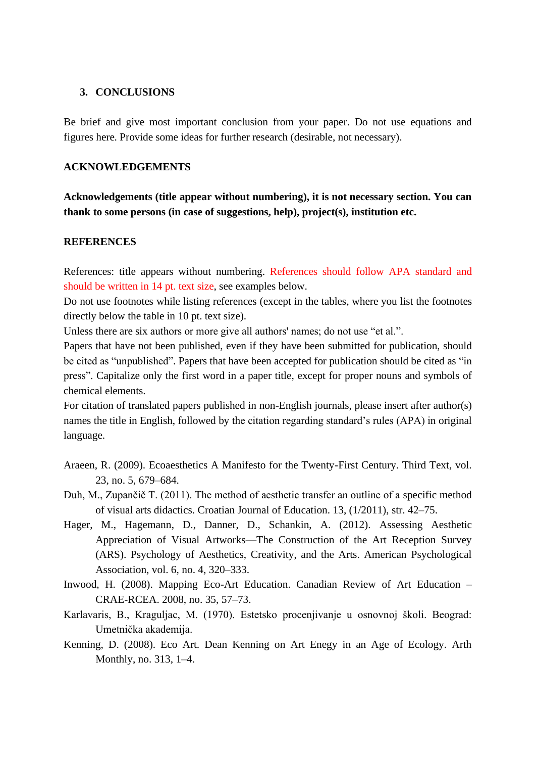## 3. CONCLUSIONS

Be brief and give most important conclusion from your paper. Do not use equations and figures here. Provide some ideas for further research (desirable, not necessary).

## ACKNOWLEDGEMENTS

**Acknowledgements (title appear without numbering), it is not necessary section. You can thank to some persons (in case of suggestions, help), project(s), institution etc.**

## REFERENCES

References: title appears without numbering. References should follow APA standard and should be written in 14 pt. text size, see examples below.
Do not use footnotes while listing references (except in the tables, where you list the footnotes directly below the table in 10 pt. text size).
Unless there are six authors or more give all authors' names; do not use "et al.".
Papers that have not been published, even if they have been submitted for publication, should be cited as "unpublished". Papers that have been accepted for publication should be cited as "in press". Capitalize only the first word in a paper title, except for proper nouns and symbols of chemical elements.
For citation of translated papers published in non-English journals, please insert after author(s) names the title in English, followed by the citation regarding standard's rules (APA) in original language.

Araeen, R. (2009). Ecoaesthetics A Manifesto for the Twenty-First Century. Third Text, vol. 23, no. 5, 679–684.

Duh, M., Zupančič T. (2011). The method of aesthetic transfer an outline of a specific method of visual arts didactics. Croatian Journal of Education. 13, (1/2011), str. 42–75.

Hager, M., Hagemann, D., Danner, D., Schankin, A. (2012). Assessing Aesthetic Appreciation of Visual Artworks—The Construction of the Art Reception Survey (ARS). Psychology of Aesthetics, Creativity, and the Arts. American Psychological Association, vol. 6, no. 4, 320–333.

Inwood, H. (2008). Mapping Eco-Art Education. Canadian Review of Art Education – CRAE-RCEA. 2008, no. 35, 57–73.

Karlavaris, B., Kraguljac, M. (1970). Estetsko procenjivanje u osnovnoj školi. Beograd: Umetnička akademija.

Kenning, D. (2008). Eco Art. Dean Kenning on Art Enegy in an Age of Ecology. Arth Monthly, no. 313, 1–4.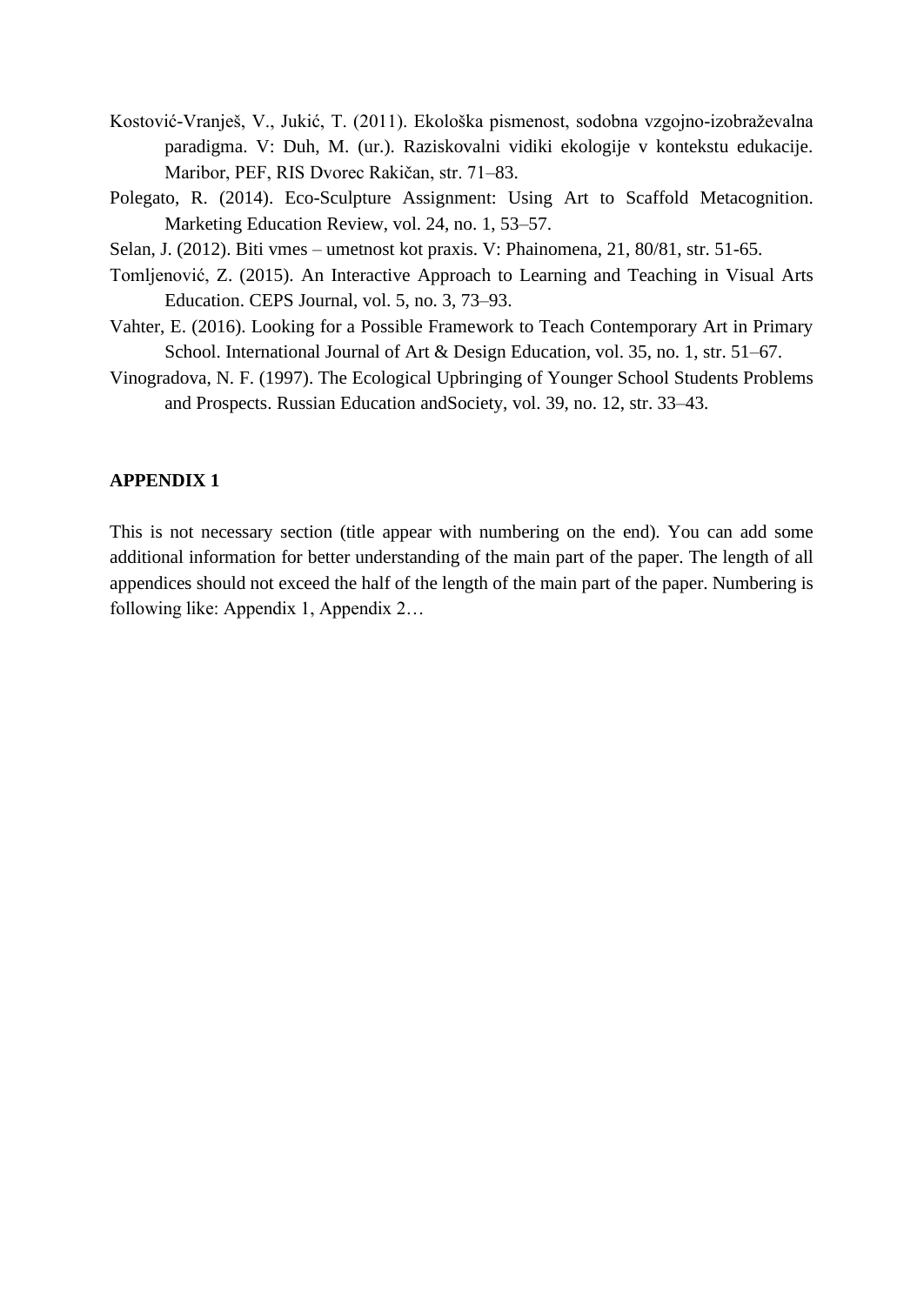Kostović-Vranješ, V., Jukić, T. (2011). Ekološka pismenost, sodobna vzgojno-izobraževalna paradigma. V: Duh, M. (ur.). Raziskovalni vidiki ekologije v kontekstu edukacije. Maribor, PEF, RIS Dvorec Rakičan, str. 71–83.

Polegato, R. (2014). Eco-Sculpture Assignment: Using Art to Scaffold Metacognition. Marketing Education Review, vol. 24, no. 1, 53–57.

Selan, J. (2012). Biti vmes – umetnost kot praxis. V: Phainomena, 21, 80/81, str. 51-65.

Tomljenović, Z. (2015). An Interactive Approach to Learning and Teaching in Visual Arts Education. CEPS Journal, vol. 5, no. 3, 73–93.

Vahter, E. (2016). Looking for a Possible Framework to Teach Contemporary Art in Primary School. International Journal of Art & Design Education, vol. 35, no. 1, str. 51–67.

Vinogradova, N. F. (1997). The Ecological Upbringing of Younger School Students Problems and Prospects. Russian Education andSociety, vol. 39, no. 12, str. 33–43.

## APPENDIX 1

This is not necessary section (title appear with numbering on the end). You can add some additional information for better understanding of the main part of the paper. The length of all appendices should not exceed the half of the length of the main part of the paper. Numbering is following like: Appendix 1, Appendix 2…